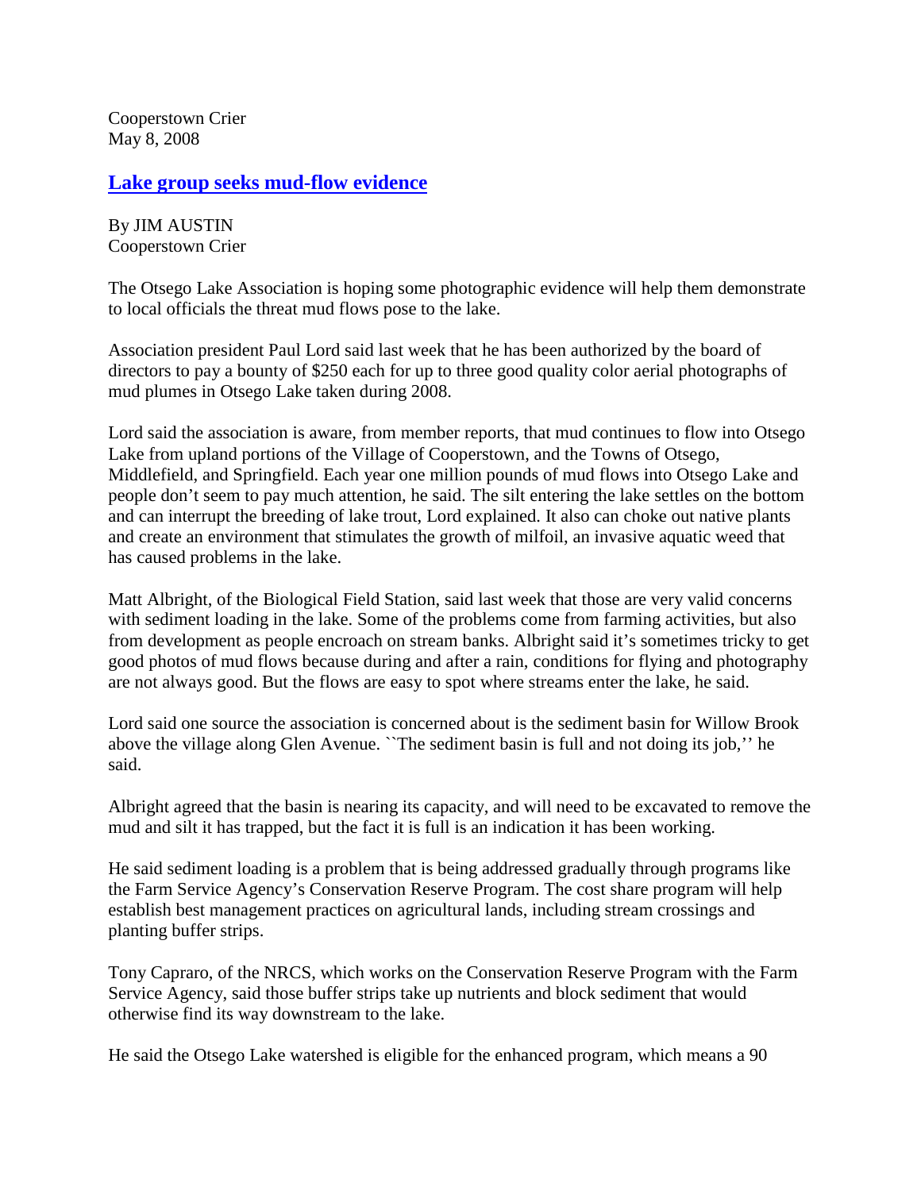Cooperstown Crier
May 8, 2008

## Lake group seeks mud-flow evidence

By JIM AUSTIN
Cooperstown Crier

The Otsego Lake Association is hoping some photographic evidence will help them demonstrate to local officials the threat mud flows pose to the lake.

Association president Paul Lord said last week that he has been authorized by the board of directors to pay a bounty of $250 each for up to three good quality color aerial photographs of mud plumes in Otsego Lake taken during 2008.

Lord said the association is aware, from member reports, that mud continues to flow into Otsego Lake from upland portions of the Village of Cooperstown, and the Towns of Otsego, Middlefield, and Springfield. Each year one million pounds of mud flows into Otsego Lake and people don't seem to pay much attention, he said. The silt entering the lake settles on the bottom and can interrupt the breeding of lake trout, Lord explained. It also can choke out native plants and create an environment that stimulates the growth of milfoil, an invasive aquatic weed that has caused problems in the lake.

Matt Albright, of the Biological Field Station, said last week that those are very valid concerns with sediment loading in the lake. Some of the problems come from farming activities, but also from development as people encroach on stream banks. Albright said it's sometimes tricky to get good photos of mud flows because during and after a rain, conditions for flying and photography are not always good. But the flows are easy to spot where streams enter the lake, he said.

Lord said one source the association is concerned about is the sediment basin for Willow Brook above the village along Glen Avenue. ``The sediment basin is full and not doing its job,'' he said.

Albright agreed that the basin is nearing its capacity, and will need to be excavated to remove the mud and silt it has trapped, but the fact it is full is an indication it has been working.

He said sediment loading is a problem that is being addressed gradually through programs like the Farm Service Agency's Conservation Reserve Program. The cost share program will help establish best management practices on agricultural lands, including stream crossings and planting buffer strips.

Tony Capraro, of the NRCS, which works on the Conservation Reserve Program with the Farm Service Agency, said those buffer strips take up nutrients and block sediment that would otherwise find its way downstream to the lake.

He said the Otsego Lake watershed is eligible for the enhanced program, which means a 90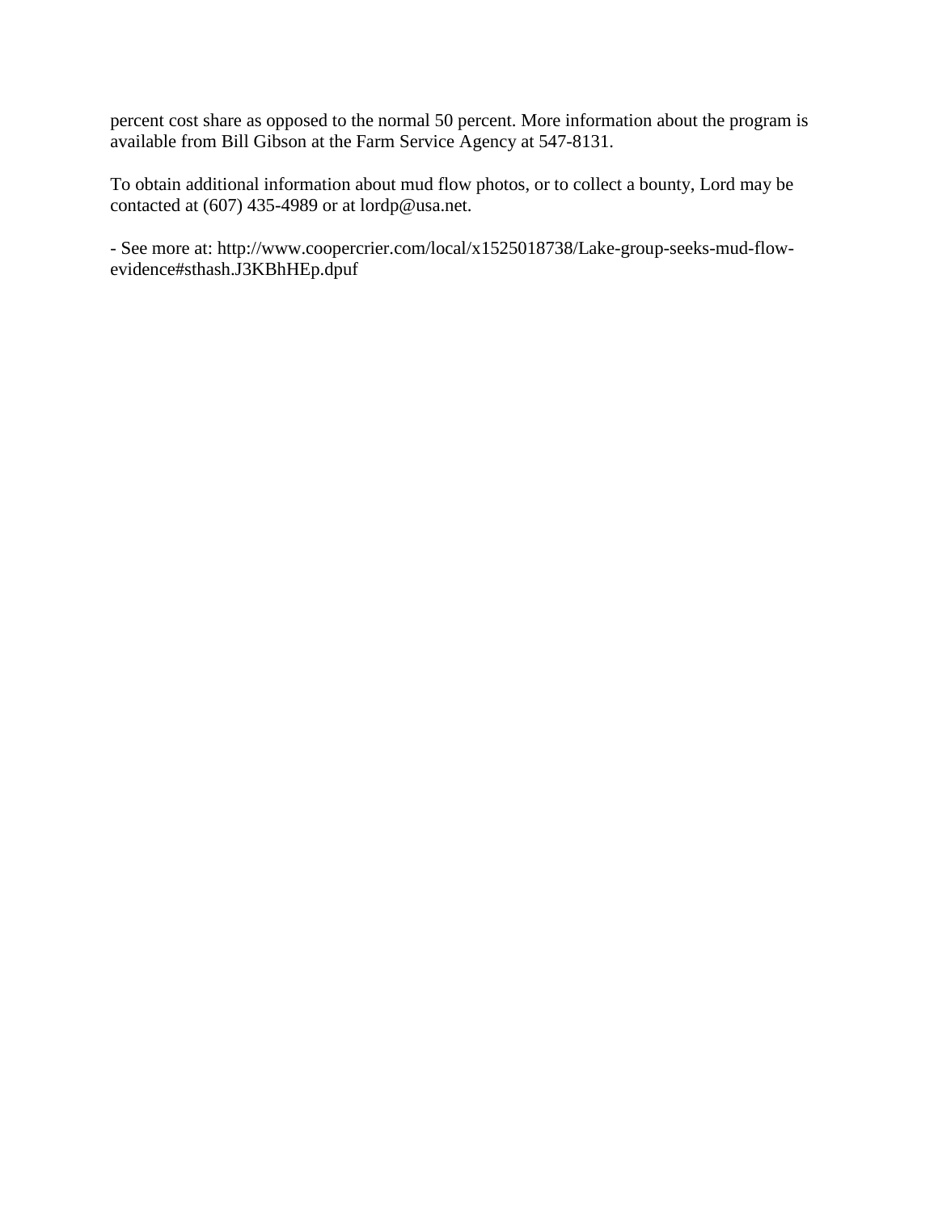percent cost share as opposed to the normal 50 percent. More information about the program is available from Bill Gibson at the Farm Service Agency at 547-8131.

To obtain additional information about mud flow photos, or to collect a bounty, Lord may be contacted at (607) 435-4989 or at lordp@usa.net.

- See more at: http://www.coopercrier.com/local/x1525018738/Lake-group-seeks-mud-flow-evidence#sthash.J3KBhHEp.dpuf